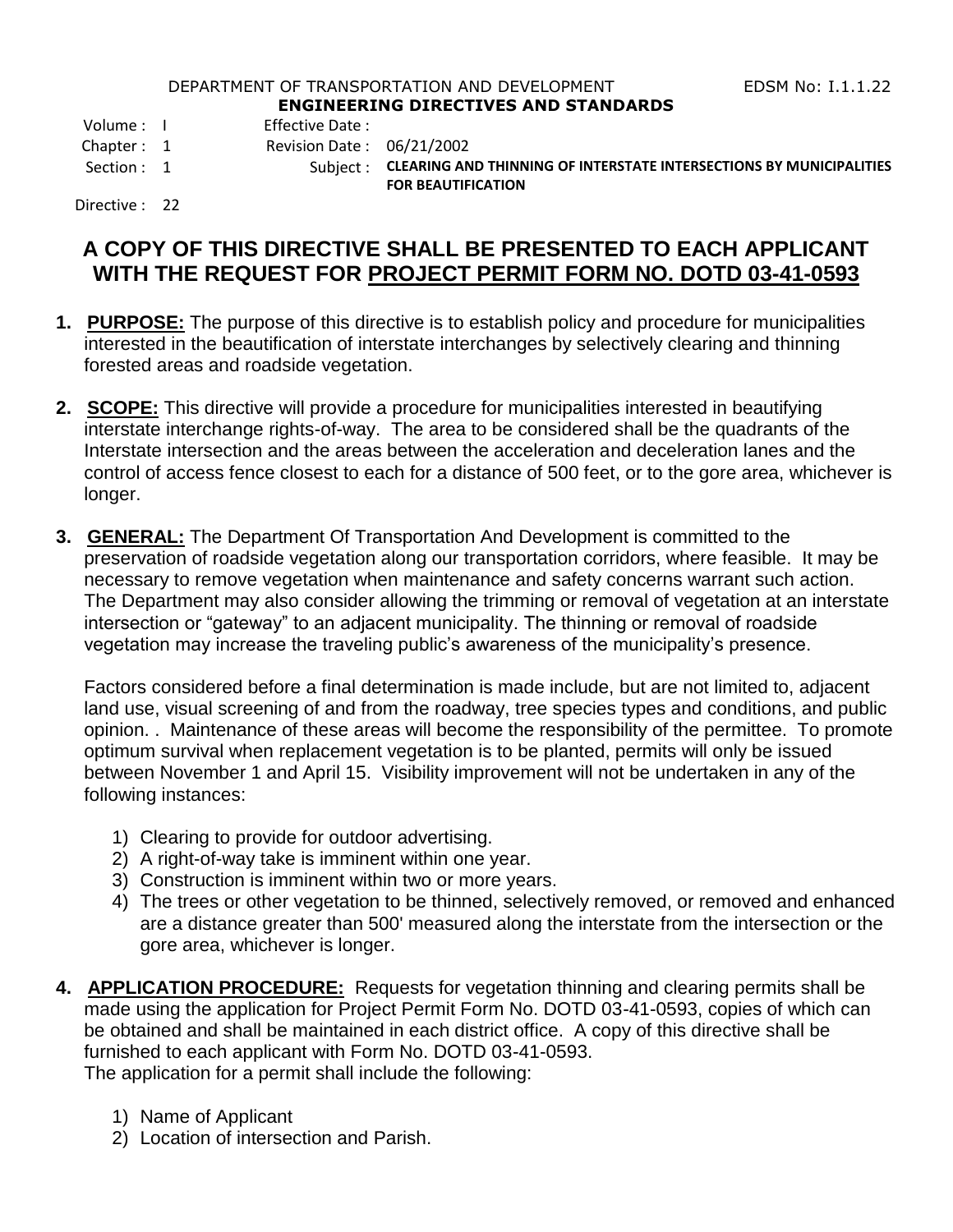DEPARTMENT OF TRANSPORTATION AND DEVELOPMENT EDSM No: I.1.1.22

**ENGINEERING DIRECTIVES AND STANDARDS**

| | | | |
|---|---|---|---|
| Volume : | I | Effective Date : | |
| Chapter : | 1 | Revision Date : | 06/21/2002 |
| Section : | 1 | Subject : | **CLEARING AND THINNING OF INTERSTATE INTERSECTIONS BY MUNICIPALITIES FOR BEAUTIFICATION** |
| Directive : | 22 | | |

## A COPY OF THIS DIRECTIVE SHALL BE PRESENTED TO EACH APPLICANT WITH THE REQUEST FOR PROJECT PERMIT FORM NO. DOTD 03-41-0593

1. **PURPOSE:** The purpose of this directive is to establish policy and procedure for municipalities interested in the beautification of interstate interchanges by selectively clearing and thinning forested areas and roadside vegetation.

2. **SCOPE:** This directive will provide a procedure for municipalities interested in beautifying interstate interchange rights-of-way. The area to be considered shall be the quadrants of the Interstate intersection and the areas between the acceleration and deceleration lanes and the control of access fence closest to each for a distance of 500 feet, or to the gore area, whichever is longer.

3. **GENERAL:** The Department Of Transportation And Development is committed to the preservation of roadside vegetation along our transportation corridors, where feasible. It may be necessary to remove vegetation when maintenance and safety concerns warrant such action. The Department may also consider allowing the trimming or removal of vegetation at an interstate intersection or "gateway" to an adjacent municipality. The thinning or removal of roadside vegetation may increase the traveling public's awareness of the municipality's presence.

   Factors considered before a final determination is made include, but are not limited to, adjacent land use, visual screening of and from the roadway, tree species types and conditions, and public opinion. . Maintenance of these areas will become the responsibility of the permittee. To promote optimum survival when replacement vegetation is to be planted, permits will only be issued between November 1 and April 15. Visibility improvement will not be undertaken in any of the following instances:

   1) Clearing to provide for outdoor advertising.
   2) A right-of-way take is imminent within one year.
   3) Construction is imminent within two or more years.
   4) The trees or other vegetation to be thinned, selectively removed, or removed and enhanced are a distance greater than 500' measured along the interstate from the intersection or the gore area, whichever is longer.

4. **APPLICATION PROCEDURE:** Requests for vegetation thinning and clearing permits shall be made using the application for Project Permit Form No. DOTD 03-41-0593, copies of which can be obtained and shall be maintained in each district office. A copy of this directive shall be furnished to each applicant with Form No. DOTD 03-41-0593.
   The application for a permit shall include the following:

   1) Name of Applicant
   2) Location of intersection and Parish.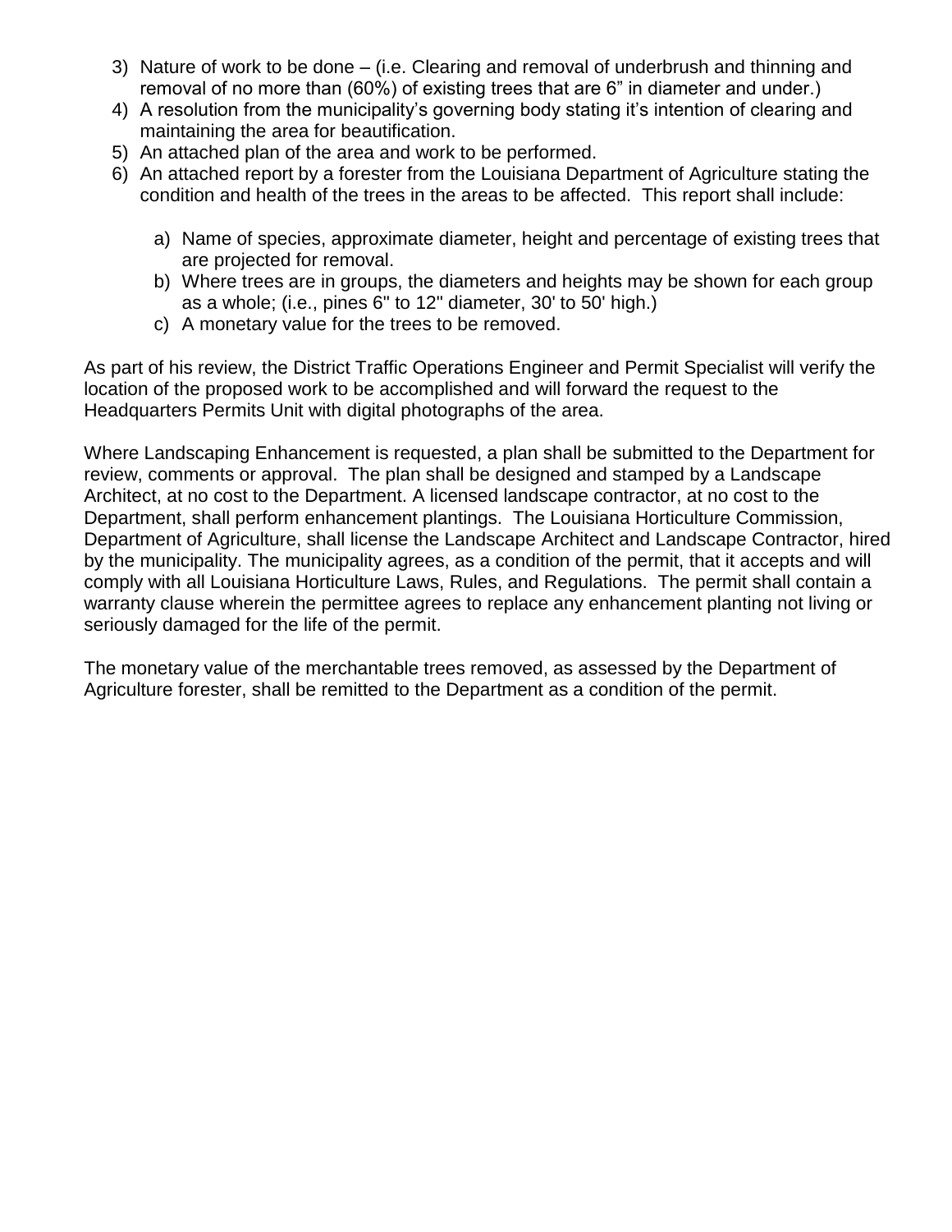3) Nature of work to be done – (i.e. Clearing and removal of underbrush and thinning and removal of no more than (60%) of existing trees that are 6" in diameter and under.)
4) A resolution from the municipality's governing body stating it's intention of clearing and maintaining the area for beautification.
5) An attached plan of the area and work to be performed.
6) An attached report by a forester from the Louisiana Department of Agriculture stating the condition and health of the trees in the areas to be affected. This report shall include:

    a) Name of species, approximate diameter, height and percentage of existing trees that are projected for removal.
    b) Where trees are in groups, the diameters and heights may be shown for each group as a whole; (i.e., pines 6" to 12" diameter, 30' to 50' high.)
    c) A monetary value for the trees to be removed.

As part of his review, the District Traffic Operations Engineer and Permit Specialist will verify the location of the proposed work to be accomplished and will forward the request to the Headquarters Permits Unit with digital photographs of the area.

Where Landscaping Enhancement is requested, a plan shall be submitted to the Department for review, comments or approval. The plan shall be designed and stamped by a Landscape Architect, at no cost to the Department. A licensed landscape contractor, at no cost to the Department, shall perform enhancement plantings. The Louisiana Horticulture Commission, Department of Agriculture, shall license the Landscape Architect and Landscape Contractor, hired by the municipality. The municipality agrees, as a condition of the permit, that it accepts and will comply with all Louisiana Horticulture Laws, Rules, and Regulations. The permit shall contain a warranty clause wherein the permittee agrees to replace any enhancement planting not living or seriously damaged for the life of the permit.

The monetary value of the merchantable trees removed, as assessed by the Department of Agriculture forester, shall be remitted to the Department as a condition of the permit.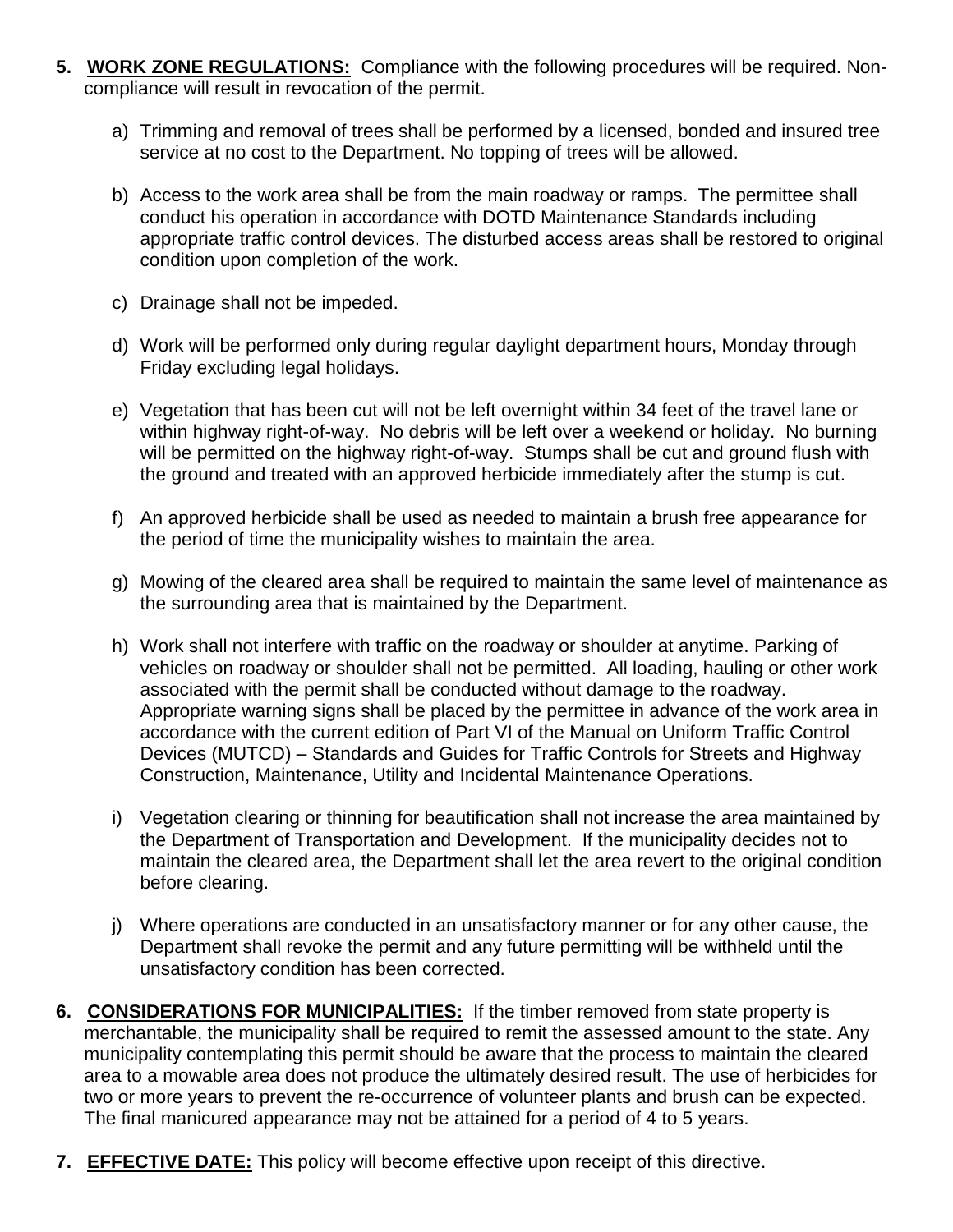5. **WORK ZONE REGULATIONS:** Compliance with the following procedures will be required. Non-compliance will result in revocation of the permit.

    a) Trimming and removal of trees shall be performed by a licensed, bonded and insured tree service at no cost to the Department. No topping of trees will be allowed.

    b) Access to the work area shall be from the main roadway or ramps. The permittee shall conduct his operation in accordance with DOTD Maintenance Standards including appropriate traffic control devices. The disturbed access areas shall be restored to original condition upon completion of the work.

    c) Drainage shall not be impeded.

    d) Work will be performed only during regular daylight department hours, Monday through Friday excluding legal holidays.

    e) Vegetation that has been cut will not be left overnight within 34 feet of the travel lane or within highway right-of-way. No debris will be left over a weekend or holiday. No burning will be permitted on the highway right-of-way. Stumps shall be cut and ground flush with the ground and treated with an approved herbicide immediately after the stump is cut.

    f) An approved herbicide shall be used as needed to maintain a brush free appearance for the period of time the municipality wishes to maintain the area.

    g) Mowing of the cleared area shall be required to maintain the same level of maintenance as the surrounding area that is maintained by the Department.

    h) Work shall not interfere with traffic on the roadway or shoulder at anytime. Parking of vehicles on roadway or shoulder shall not be permitted. All loading, hauling or other work associated with the permit shall be conducted without damage to the roadway. Appropriate warning signs shall be placed by the permittee in advance of the work area in accordance with the current edition of Part VI of the Manual on Uniform Traffic Control Devices (MUTCD) – Standards and Guides for Traffic Controls for Streets and Highway Construction, Maintenance, Utility and Incidental Maintenance Operations.

    i) Vegetation clearing or thinning for beautification shall not increase the area maintained by the Department of Transportation and Development. If the municipality decides not to maintain the cleared area, the Department shall let the area revert to the original condition before clearing.

    j) Where operations are conducted in an unsatisfactory manner or for any other cause, the Department shall revoke the permit and any future permitting will be withheld until the unsatisfactory condition has been corrected.

6. **CONSIDERATIONS FOR MUNICIPALITIES:** If the timber removed from state property is merchantable, the municipality shall be required to remit the assessed amount to the state. Any municipality contemplating this permit should be aware that the process to maintain the cleared area to a mowable area does not produce the ultimately desired result. The use of herbicides for two or more years to prevent the re-occurrence of volunteer plants and brush can be expected. The final manicured appearance may not be attained for a period of 4 to 5 years.

7. **EFFECTIVE DATE:** This policy will become effective upon receipt of this directive.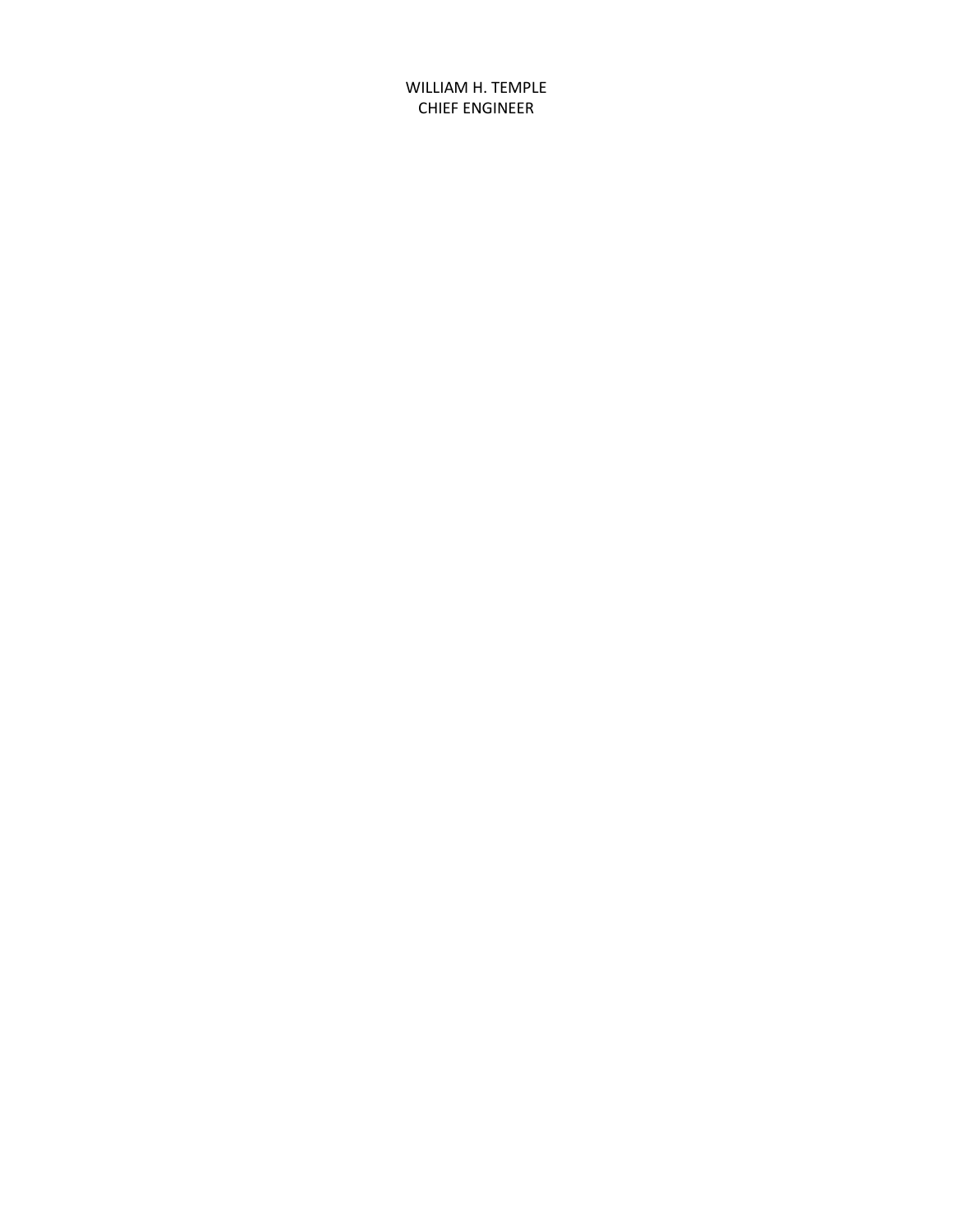WILLIAM H. TEMPLE
CHIEF ENGINEER